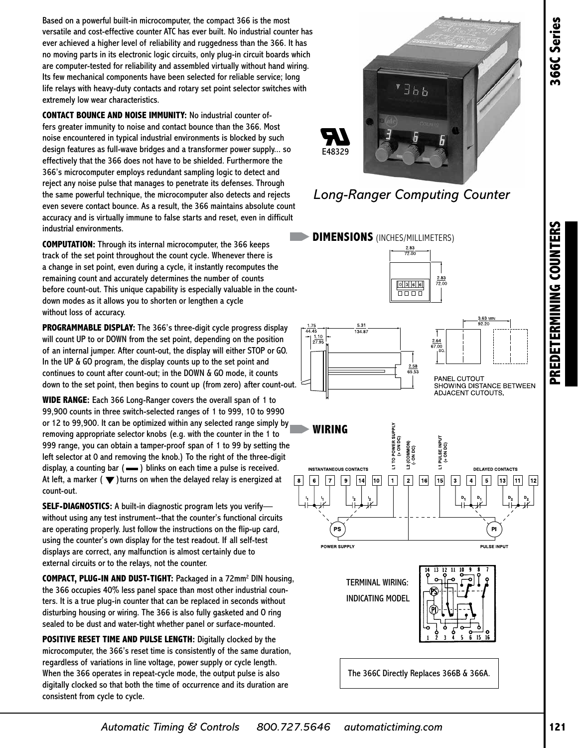Based on a powerful built-in microcomputer, the compact 366 is the most versatile and cost-effective counter ATC has ever built. No industrial counter has ever achieved a higher level of reliability and ruggedness than the 366. It has no moving parts in its electronic logic circuits, only plug-in circuit boards which are computer-tested for reliability and assembled virtually without hand wiring. Its few mechanical components have been selected for reliable service; long life relays with heavy-duty contacts and rotary set point selector switches with extremely low wear characteristics.

**CONTACT BOUNCE AND NOISE IMMUNITY:** No industrial counter offers greater immunity to noise and contact bounce than the 366. Most noise encountered in typical industrial environments is blocked by such design features as full-wave bridges and a transformer power supply... so effectively that the 366 does not have to be shielded. Furthermore the 366's microcomputer employs redundant sampling logic to detect and reject any noise pulse that manages to penetrate its defenses. Through the same powerful technique, the microcomputer also detects and rejects even severe contact bounce. As a result, the 366 maintains absolute count accuracy and is virtually immune to false starts and reset, even in difficult industrial environments.

**COMPUTATION:** Through its internal microcomputer, the 366 keeps track of the set point throughout the count cycle. Whenever there is a change in set point, even during a cycle, it instantly recomputes the remaining count and accurately determines the number of counts before count-out. This unique capability is especially valuable in the count-down modes as it allows you to shorten or lengthen a cycle without loss of accuracy.

**PROGRAMMABLE DISPLAY:** The 366's three-digit cycle progress display will count UP to or DOWN from the set point, depending on the position of an internal jumper. After count-out, the display will either STOP or GO. In the UP & GO program, the display counts up to the set point and continues to count after count-out; in the DOWN & GO mode, it counts down to the set point, then begins to count up (from zero) after count-out.

**WIDE RANGE:** Each 366 Long-Ranger covers the overall span of 1 to 99,900 counts in three switch-selected ranges of 1 to 999, 10 to 9990 or 12 to 99,900. It can be optimized within any selected range simply by removing appropriate selector knobs (e.g. with the counter in the 1 to 999 range, you can obtain a tamper-proof span of 1 to 99 by setting the left selector at 0 and removing the knob.) To the right of the three-digit display, a counting bar (▬) blinks on each time a pulse is received. At left, a marker (▼) turns on when the delayed relay is energized at count-out.

**SELF-DIAGNOSTICS:** A built-in diagnostic program lets you verify—without using any test instrument--that the counter's functional circuits are operating properly. Just follow the instructions on the flip-up card, using the counter's own display for the test readout. If all self-test displays are correct, any malfunction is almost certainly due to external circuits or to the relays, not the counter.

**COMPACT, PLUG-IN AND DUST-TIGHT:** Packaged in a 72mm$^2$ DIN housing, the 366 occupies 40% less panel space than most other industrial counters. It is a true plug-in counter that can be replaced in seconds without disturbing housing or wiring. The 366 is also fully gasketed and O ring sealed to be dust and water-tight whether panel or surface-mounted.

**POSITIVE RESET TIME AND PULSE LENGTH:** Digitally clocked by the microcomputer, the 366's reset time is consistently of the same duration, regardless of variations in line voltage, power supply or cycle length. When the 366 operates in repeat-cycle mode, the output pulse is also digitally clocked so that both the time of occurrence and its duration are consistent from cycle to cycle.

E48329

*Long-Ranger Computing Counter*

## DIMENSIONS (INCHES/MILLIMETERS)

2.83 / 72.00

2.83 / 72.00

1.75 / 44.45

1.10 / 27.95

5.31 / 134.87

2.58 / 65.53

3.63 MIN / 92.20

2.64 / 67.00 SQ.

PANEL CUTOUT SHOWING DISTANCE BETWEEN ADJACENT CUTOUTS.

## WIRING

INSTANTANEOUS CONTACTS — L1 TO POWER SUPPLY (+ ON DC) — L2 (COMMON) (- ON DC) — L1 PULSE INPUT (+ ON DC) — DELAYED CONTACTS

8 6 7 9 14 10 1 2 16 15 3 4 5 13 11 12

POWER SUPPLY — PULSE INPUT

TERMINAL WIRING:
INDICATING MODEL

The 366C Directly Replaces 366B & 366A.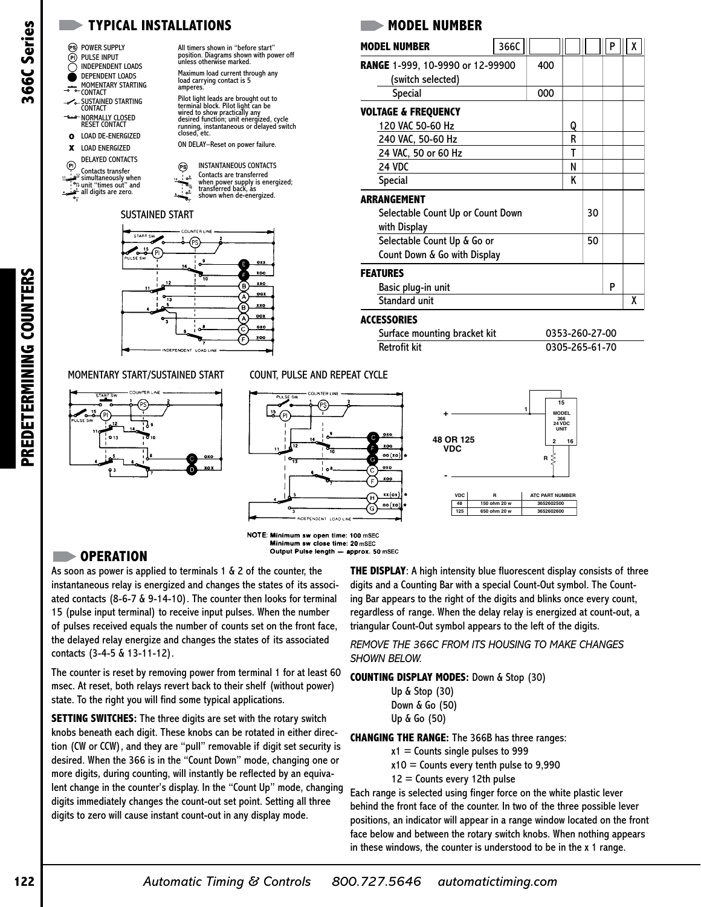## TYPICAL INSTALLATIONS

- PS POWER SUPPLY
- PI PULSE INPUT
- INDEPENDENT LOADS
- DEPENDENT LOADS
- MOMENTARY STARTING CONTACT
- SUSTAINED STARTING CONTACT
- NORMALLY CLOSED RESET CONTACT
- O LOAD DE-ENERGIZED
- X LOAD ENERGIZED
- DELAYED CONTACTS
  Contacts transfer simultaneously when unit "times out" and all digits are zero.

All timers shown in "before start" position. Diagrams shown with power off unless otherwise marked.

Maximum load current through any load carrying contact is 5 amperes.

Pilot light leads are brought out to terminal block. Pilot light can be wired to show practically any desired function; unit energized, cycle running, instantaneous or delayed switch closed, etc.

ON DELAY–Reset on power failure.

INSTANTANEOUS CONTACTS
Contacts are transferred when power supply is energized; transferred back, as shown when de-energized.

SUSTAINED START

MOMENTARY START/SUSTAINED START

COUNT, PULSE AND REPEAT CYCLE

48 OR 125 VDC

MODEL 366 24 VDC UNIT

| VDC | R | ATC PART NUMBER |
|---|---|---|
| 48 | 150 ohm 20 w | 3652602500 |
| 125 | 650 ohm 20 w | 3652602600 |

NOTE: Minimum sw open time: 100 mSEC
Minimum sw close time: 20 mSEC
Output Pulse length — approx. 50 mSEC

## MODEL NUMBER

| MODEL NUMBER | 366C | | | | P | X |
|---|---|---|---|---|---|---|
| **RANGE** 1-999, 10-9990 or 12-99900 (switch selected) | | 400 | | | | |
| Special | | 000 | | | | |
| **VOLTAGE & FREQUENCY** | | | | | | |
| 120 VAC 50-60 Hz | | | Q | | | |
| 240 VAC, 50-60 Hz | | | R | | | |
| 24 VAC, 50 or 60 Hz | | | T | | | |
| 24 VDC | | | N | | | |
| Special | | | K | | | |
| **ARRANGEMENT** | | | | | | |
| Selectable Count Up or Count Down with Display | | | | 30 | | |
| Selectable Count Up & Go or Count Down & Go with Display | | | | 50 | | |
| **FEATURES** | | | | | | |
| Basic plug-in unit | | | | | P | |
| Standard unit | | | | | | X |

**ACCESSORIES**

| | |
|---|---|
| Surface mounting bracket kit | 0353-260-27-00 |
| Retrofit kit | 0305-265-61-70 |

## OPERATION

As soon as power is applied to terminals 1 & 2 of the counter, the instantaneous relay is energized and changes the states of its associated contacts (8-6-7 & 9-14-10). The counter then looks for terminal 15 (pulse input terminal) to receive input pulses. When the number of pulses received equals the number of counts set on the front face, the delayed relay energize and changes the states of its associated contacts (3-4-5 & 13-11-12).

The counter is reset by removing power from terminal 1 for at least 60 msec. At reset, both relays revert back to their shelf (without power) state. To the right you will find some typical applications.

**SETTING SWITCHES:** The three digits are set with the rotary switch knobs beneath each digit. These knobs can be rotated in either direction (CW or CCW), and they are "pull" removable if digit set security is desired. When the 366 is in the "Count Down" mode, changing one or more digits, during counting, will instantly be reflected by an equivalent change in the counter's display. In the "Count Up" mode, changing digits immediately changes the count-out set point. Setting all three digits to zero will cause instant count-out in any display mode.

**THE DISPLAY**: A high intensity blue fluorescent display consists of three digits and a Counting Bar with a special Count-Out symbol. The Counting Bar appears to the right of the digits and blinks once every count, regardless of range. When the delay relay is energized at count-out, a triangular Count-Out symbol appears to the left of the digits.

*REMOVE THE 366C FROM ITS HOUSING TO MAKE CHANGES SHOWN BELOW.*

**COUNTING DISPLAY MODES:** Down & Stop (30)
Up & Stop (30)
Down & Go (50)
Up & Go (50)

**CHANGING THE RANGE:** The 366B has three ranges:
x1 = Counts single pulses to 999
x10 = Counts every tenth pulse to 9,990
12 = Counts every 12th pulse

Each range is selected using finger force on the white plastic lever behind the front face of the counter. In two of the three possible lever positions, an indicator will appear in a range window located on the front face below and between the rotary switch knobs. When nothing appears in these windows, the counter is understood to be in the x 1 range.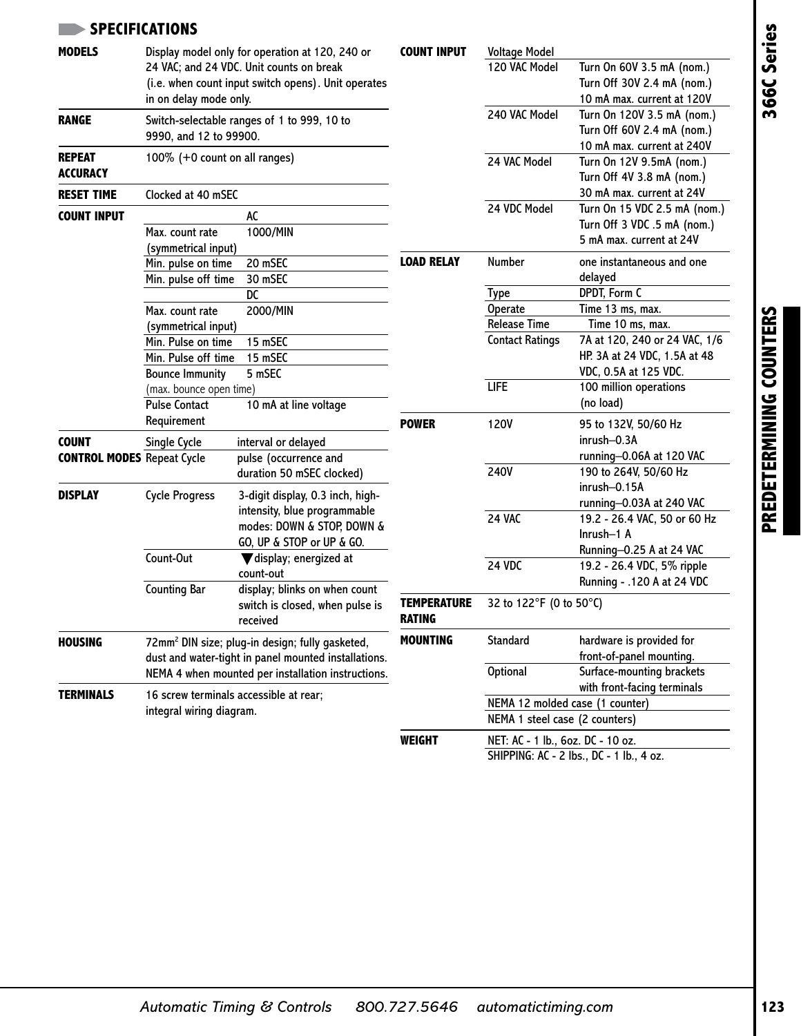## SPECIFICATIONS

| | | |
|---|---|---|
| **MODELS** | Display model only for operation at 120, 240 or 24 VAC; and 24 VDC. Unit counts on break (i.e. when count input switch opens). Unit operates in on delay mode only. | |
| **RANGE** | Switch-selectable ranges of 1 to 999, 10 to 9990, and 12 to 99900. | |
| **REPEAT ACCURACY** | 100% (+0 count on all ranges) | |
| **RESET TIME** | Clocked at 40 mSEC | |
| **COUNT INPUT** | | AC |
| | Max. count rate (symmetrical input) | 1000/MIN |
| | Min. pulse on time | 20 mSEC |
| | Min. pulse off time | 30 mSEC |
| | | DC |
| | Max. count rate (symmetrical input) | 2000/MIN |
| | Min. Pulse on time | 15 mSEC |
| | Min. Pulse off time | 15 mSEC |
| | Bounce Immunity (max. bounce open time) | 5 mSEC |
| | Pulse Contact Requirement | 10 mA at line voltage |
| **COUNT CONTROL MODES** | Single Cycle | interval or delayed |
| | Repeat Cycle | pulse (occurrence and duration 50 mSEC clocked) |
| **DISPLAY** | Cycle Progress | 3-digit display, 0.3 inch, high-intensity, blue programmable modes: DOWN & STOP, DOWN & GO, UP & STOP or UP & GO. |
| | Count-Out | ▼display; energized at count-out |
| | Counting Bar | display; blinks on when count switch is closed, when pulse is received |
| **HOUSING** | 72mm² DIN size; plug-in design; fully gasketed, dust and water-tight in panel mounted installations. NEMA 4 when mounted per installation instructions. | |
| **TERMINALS** | 16 screw terminals accessible at rear; integral wiring diagram. | |

| | | |
|---|---|---|
| **COUNT INPUT** | Voltage Model | |
| | 120 VAC Model | Turn On 60V 3.5 mA (nom.) Turn Off 30V 2.4 mA (nom.) 10 mA max. current at 120V |
| | 240 VAC Model | Turn On 120V 3.5 mA (nom.) Turn Off 60V 2.4 mA (nom.) 10 mA max. current at 240V |
| | 24 VAC Model | Turn On 12V 9.5mA (nom.) Turn Off 4V 3.8 mA (nom.) 30 mA max. current at 24V |
| | 24 VDC Model | Turn On 15 VDC 2.5 mA (nom.) Turn Off 3 VDC .5 mA (nom.) 5 mA max. current at 24V |
| **LOAD RELAY** | Number | one instantaneous and one delayed |
| | Type | DPDT, Form C |
| | Operate | Time 13 ms, max. |
| | Release Time | Time 10 ms, max. |
| | Contact Ratings | 7A at 120, 240 or 24 VAC, 1/6 HP. 3A at 24 VDC, 1.5A at 48 VDC, 0.5A at 125 VDC. |
| | LIFE | 100 million operations (no load) |
| **POWER** | 120V | 95 to 132V, 50/60 Hz inrush–0.3A running–0.06A at 120 VAC |
| | 240V | 190 to 264V, 50/60 Hz inrush–0.15A running–0.03A at 240 VAC |
| | 24 VAC | 19.2 - 26.4 VAC, 50 or 60 Hz Inrush–1 A Running–0.25 A at 24 VAC |
| | 24 VDC | 19.2 - 26.4 VDC, 5% ripple Running - .120 A at 24 VDC |
| **TEMPERATURE RATING** | 32 to 122°F (0 to 50°C) | |
| **MOUNTING** | Standard | hardware is provided for front-of-panel mounting. |
| | Optional | Surface-mounting brackets with front-facing terminals |
| | NEMA 12 molded case (1 counter) | |
| | NEMA 1 steel case (2 counters) | |
| **WEIGHT** | NET: AC - 1 lb., 6oz. DC - 10 oz. | |
| | SHIPPING: AC - 2 lbs., DC - 1 lb., 4 oz. | |